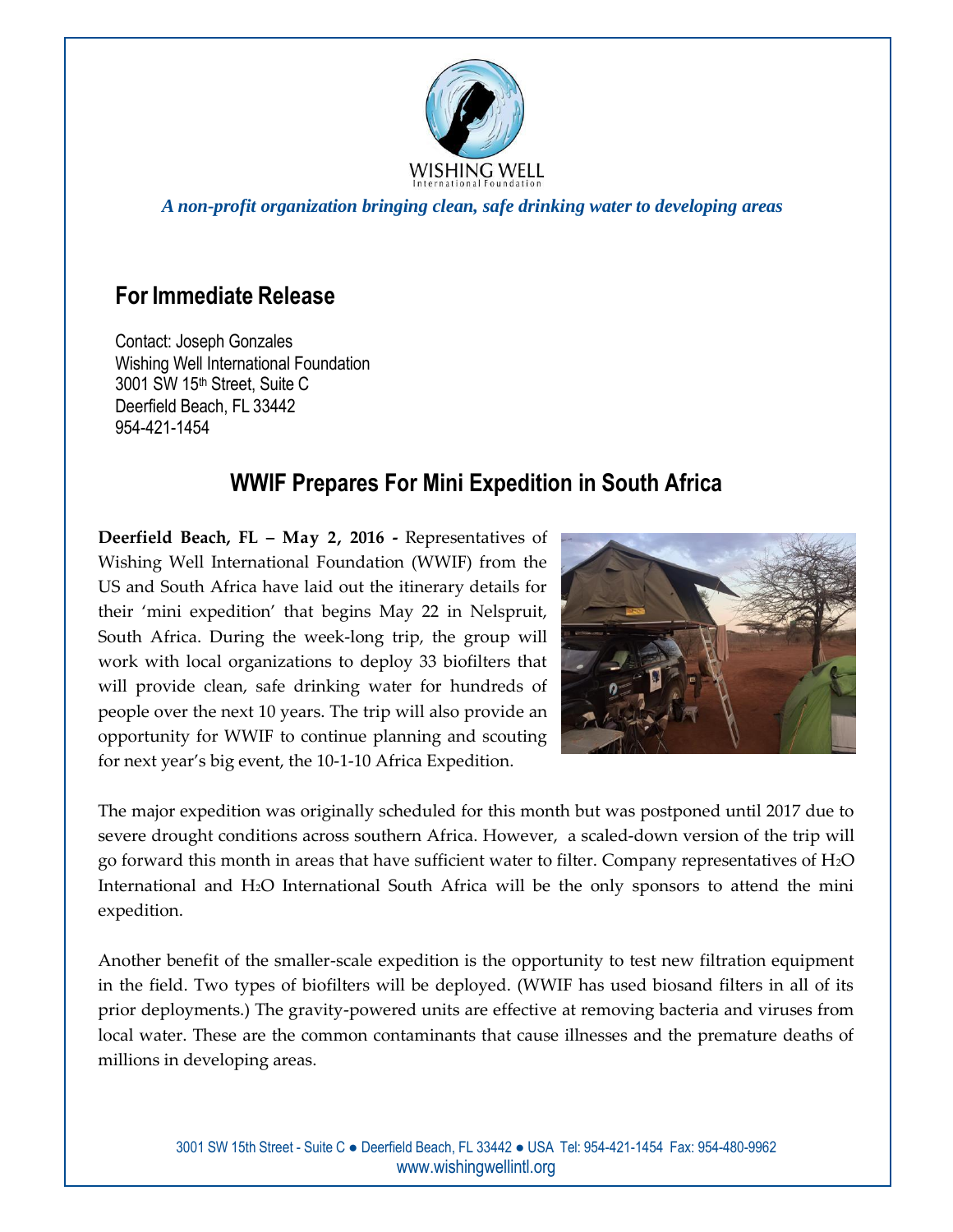WISHING WELL
International Foundation

*A non-profit organization bringing clean, safe drinking water to developing areas*

## For Immediate Release

Contact: Joseph Gonzales
Wishing Well International Foundation
3001 SW 15th Street, Suite C
Deerfield Beach, FL 33442
954-421-1454

# WWIF Prepares For Mini Expedition in South Africa

**Deerfield Beach, FL – May 2, 2016 -** Representatives of Wishing Well International Foundation (WWIF) from the US and South Africa have laid out the itinerary details for their 'mini expedition' that begins May 22 in Nelspruit, South Africa. During the week-long trip, the group will work with local organizations to deploy 33 biofilters that will provide clean, safe drinking water for hundreds of people over the next 10 years. The trip will also provide an opportunity for WWIF to continue planning and scouting for next year's big event, the 10-1-10 Africa Expedition.

The major expedition was originally scheduled for this month but was postponed until 2017 due to severe drought conditions across southern Africa. However, a scaled-down version of the trip will go forward this month in areas that have sufficient water to filter. Company representatives of $H_2O$ International and $H_2O$ International South Africa will be the only sponsors to attend the mini expedition.

Another benefit of the smaller-scale expedition is the opportunity to test new filtration equipment in the field. Two types of biofilters will be deployed. (WWIF has used biosand filters in all of its prior deployments.) The gravity-powered units are effective at removing bacteria and viruses from local water. These are the common contaminants that cause illnesses and the premature deaths of millions in developing areas.

3001 SW 15th Street - Suite C ● Deerfield Beach, FL 33442 ● USA Tel: 954-421-1454 Fax: 954-480-9962
www.wishingwellintl.org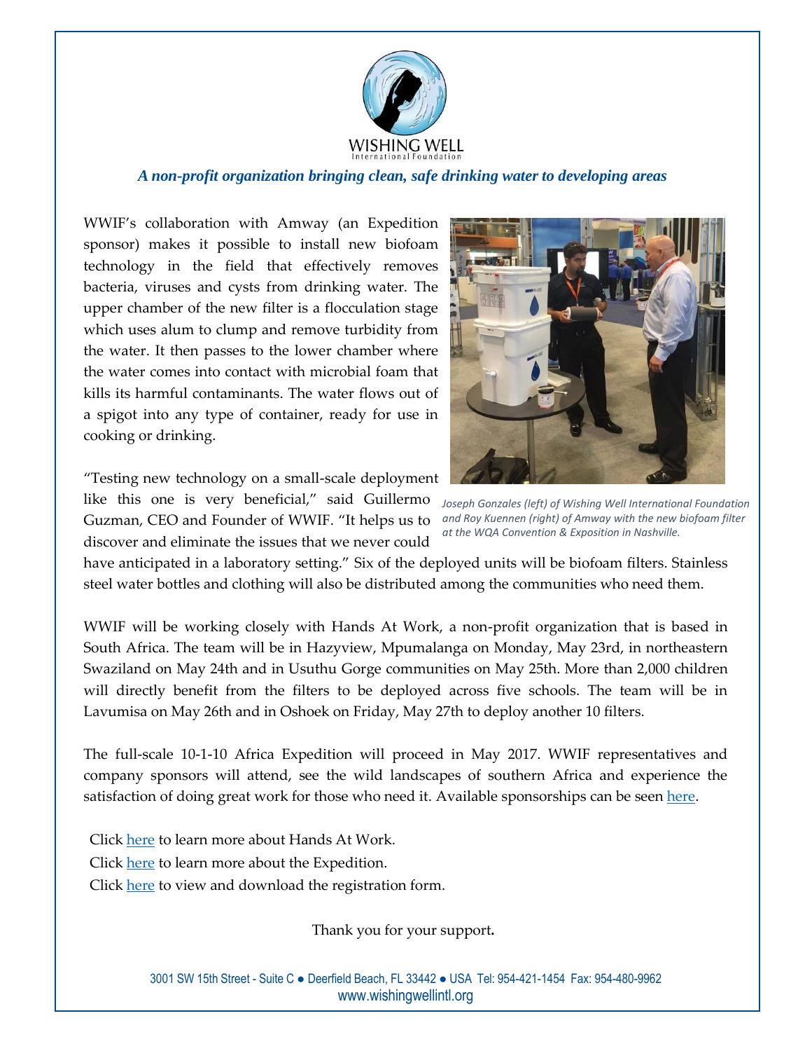WISHING WELL
International Foundation

***A non-profit organization bringing clean, safe drinking water to developing areas***

WWIF's collaboration with Amway (an Expedition sponsor) makes it possible to install new biofoam technology in the field that effectively removes bacteria, viruses and cysts from drinking water. The upper chamber of the new filter is a flocculation stage which uses alum to clump and remove turbidity from the water. It then passes to the lower chamber where the water comes into contact with microbial foam that kills its harmful contaminants. The water flows out of a spigot into any type of container, ready for use in cooking or drinking.

*Joseph Gonzales (left) of Wishing Well International Foundation and Roy Kuennen (right) of Amway with the new biofoam filter at the WQA Convention & Exposition in Nashville.*

"Testing new technology on a small-scale deployment like this one is very beneficial," said Guillermo Guzman, CEO and Founder of WWIF. "It helps us to discover and eliminate the issues that we never could have anticipated in a laboratory setting." Six of the deployed units will be biofoam filters. Stainless steel water bottles and clothing will also be distributed among the communities who need them.

WWIF will be working closely with Hands At Work, a non-profit organization that is based in South Africa. The team will be in Hazyview, Mpumalanga on Monday, May 23rd, in northeastern Swaziland on May 24th and in Usuthu Gorge communities on May 25th. More than 2,000 children will directly benefit from the filters to be deployed across five schools. The team will be in Lavumisa on May 26th and in Oshoek on Friday, May 27th to deploy another 10 filters.

The full-scale 10-1-10 Africa Expedition will proceed in May 2017. WWIF representatives and company sponsors will attend, see the wild landscapes of southern Africa and experience the satisfaction of doing great work for those who need it. Available sponsorships can be seen [here](#).

Click [here](#) to learn more about Hands At Work.
Click [here](#) to learn more about the Expedition.
Click [here](#) to view and download the registration form.

Thank you for your support**.**

3001 SW 15th Street - Suite C ● Deerfield Beach, FL 33442 ● USA Tel: 954-421-1454 Fax: 954-480-9962
www.wishingwellintl.org